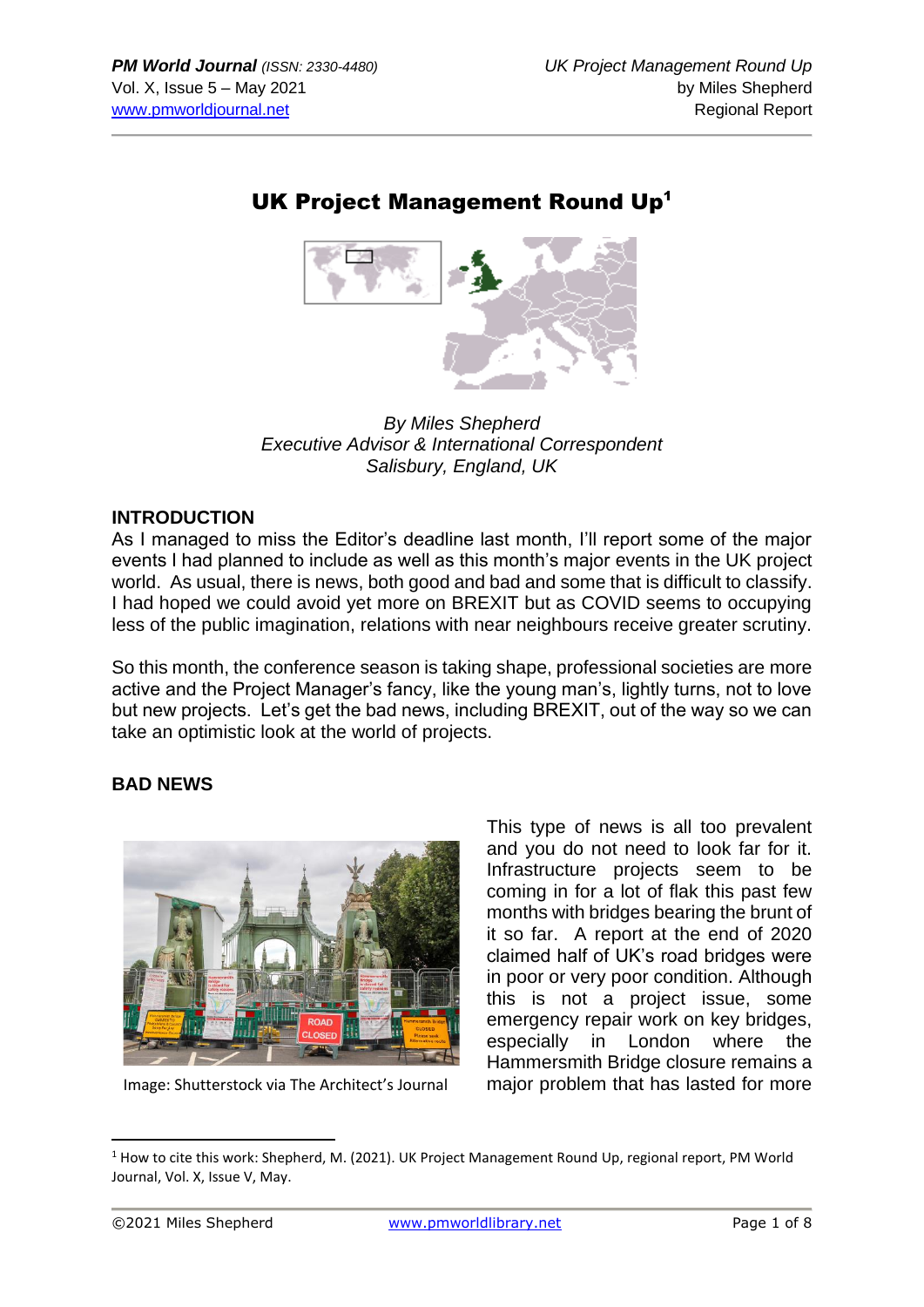# UK Project Management Round Up[1]

*By Miles Shepherd*
*Executive Advisor & International Correspondent*
*Salisbury, England, UK*

## INTRODUCTION

As I managed to miss the Editor's deadline last month, I'll report some of the major events I had planned to include as well as this month's major events in the UK project world. As usual, there is news, both good and bad and some that is difficult to classify. I had hoped we could avoid yet more on BREXIT but as COVID seems to occupying less of the public imagination, relations with near neighbours receive greater scrutiny.

So this month, the conference season is taking shape, professional societies are more active and the Project Manager's fancy, like the young man's, lightly turns, not to love but new projects. Let's get the bad news, including BREXIT, out of the way so we can take an optimistic look at the world of projects.

## BAD NEWS

Image: Shutterstock via The Architect's Journal

This type of news is all too prevalent and you do not need to look far for it. Infrastructure projects seem to be coming in for a lot of flak this past few months with bridges bearing the brunt of it so far. A report at the end of 2020 claimed half of UK's road bridges were in poor or very poor condition. Although this is not a project issue, some emergency repair work on key bridges, especially in London where the Hammersmith Bridge closure remains a major problem that has lasted for more

[1] How to cite this work: Shepherd, M. (2021). UK Project Management Round Up, regional report, PM World Journal, Vol. X, Issue V, May.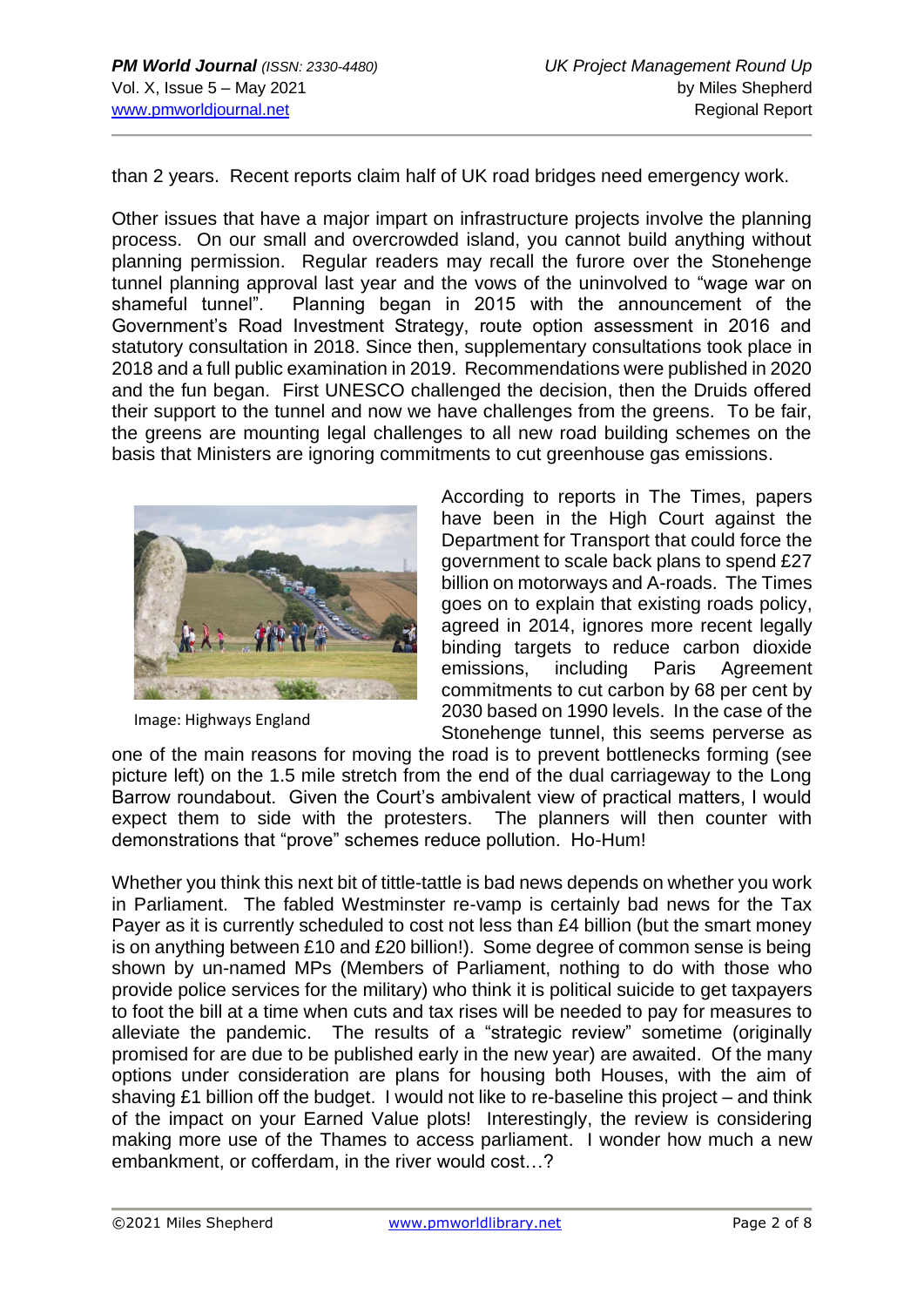than 2 years. Recent reports claim half of UK road bridges need emergency work.

Other issues that have a major impart on infrastructure projects involve the planning process. On our small and overcrowded island, you cannot build anything without planning permission. Regular readers may recall the furore over the Stonehenge tunnel planning approval last year and the vows of the uninvolved to "wage war on shameful tunnel". Planning began in 2015 with the announcement of the Government's Road Investment Strategy, route option assessment in 2016 and statutory consultation in 2018. Since then, supplementary consultations took place in 2018 and a full public examination in 2019. Recommendations were published in 2020 and the fun began. First UNESCO challenged the decision, then the Druids offered their support to the tunnel and now we have challenges from the greens. To be fair, the greens are mounting legal challenges to all new road building schemes on the basis that Ministers are ignoring commitments to cut greenhouse gas emissions.

Image: Highways England

According to reports in The Times, papers have been in the High Court against the Department for Transport that could force the government to scale back plans to spend £27 billion on motorways and A-roads. The Times goes on to explain that existing roads policy, agreed in 2014, ignores more recent legally binding targets to reduce carbon dioxide emissions, including Paris Agreement commitments to cut carbon by 68 per cent by 2030 based on 1990 levels. In the case of the Stonehenge tunnel, this seems perverse as one of the main reasons for moving the road is to prevent bottlenecks forming (see picture left) on the 1.5 mile stretch from the end of the dual carriageway to the Long Barrow roundabout. Given the Court's ambivalent view of practical matters, I would expect them to side with the protesters. The planners will then counter with demonstrations that "prove" schemes reduce pollution. Ho-Hum!

Whether you think this next bit of tittle-tattle is bad news depends on whether you work in Parliament. The fabled Westminster re-vamp is certainly bad news for the Tax Payer as it is currently scheduled to cost not less than £4 billion (but the smart money is on anything between £10 and £20 billion!). Some degree of common sense is being shown by un-named MPs (Members of Parliament, nothing to do with those who provide police services for the military) who think it is political suicide to get taxpayers to foot the bill at a time when cuts and tax rises will be needed to pay for measures to alleviate the pandemic. The results of a "strategic review" sometime (originally promised for are due to be published early in the new year) are awaited. Of the many options under consideration are plans for housing both Houses, with the aim of shaving £1 billion off the budget. I would not like to re-baseline this project – and think of the impact on your Earned Value plots! Interestingly, the review is considering making more use of the Thames to access parliament. I wonder how much a new embankment, or cofferdam, in the river would cost…?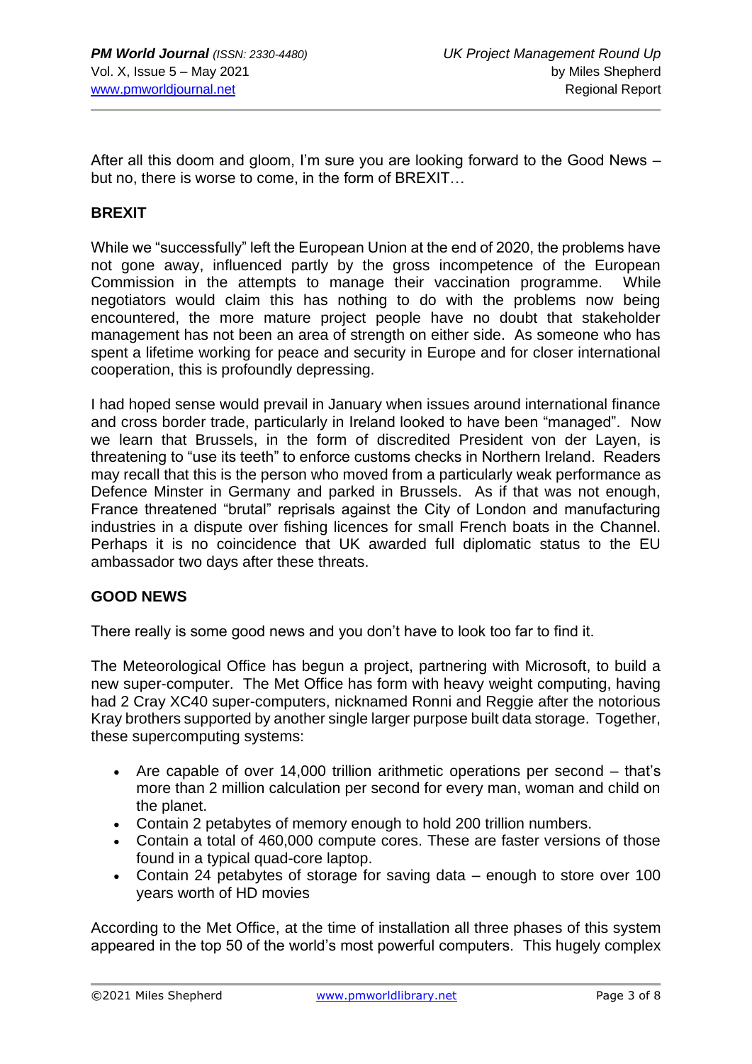After all this doom and gloom, I'm sure you are looking forward to the Good News – but no, there is worse to come, in the form of BREXIT…

## BREXIT

While we "successfully" left the European Union at the end of 2020, the problems have not gone away, influenced partly by the gross incompetence of the European Commission in the attempts to manage their vaccination programme. While negotiators would claim this has nothing to do with the problems now being encountered, the more mature project people have no doubt that stakeholder management has not been an area of strength on either side. As someone who has spent a lifetime working for peace and security in Europe and for closer international cooperation, this is profoundly depressing.

I had hoped sense would prevail in January when issues around international finance and cross border trade, particularly in Ireland looked to have been "managed". Now we learn that Brussels, in the form of discredited President von der Layen, is threatening to "use its teeth" to enforce customs checks in Northern Ireland. Readers may recall that this is the person who moved from a particularly weak performance as Defence Minster in Germany and parked in Brussels. As if that was not enough, France threatened "brutal" reprisals against the City of London and manufacturing industries in a dispute over fishing licences for small French boats in the Channel. Perhaps it is no coincidence that UK awarded full diplomatic status to the EU ambassador two days after these threats.

## GOOD NEWS

There really is some good news and you don't have to look too far to find it.

The Meteorological Office has begun a project, partnering with Microsoft, to build a new super-computer. The Met Office has form with heavy weight computing, having had 2 Cray XC40 super-computers, nicknamed Ronni and Reggie after the notorious Kray brothers supported by another single larger purpose built data storage. Together, these supercomputing systems:

- Are capable of over 14,000 trillion arithmetic operations per second – that's more than 2 million calculation per second for every man, woman and child on the planet.
- Contain 2 petabytes of memory enough to hold 200 trillion numbers.
- Contain a total of 460,000 compute cores. These are faster versions of those found in a typical quad-core laptop.
- Contain 24 petabytes of storage for saving data – enough to store over 100 years worth of HD movies

According to the Met Office, at the time of installation all three phases of this system appeared in the top 50 of the world's most powerful computers. This hugely complex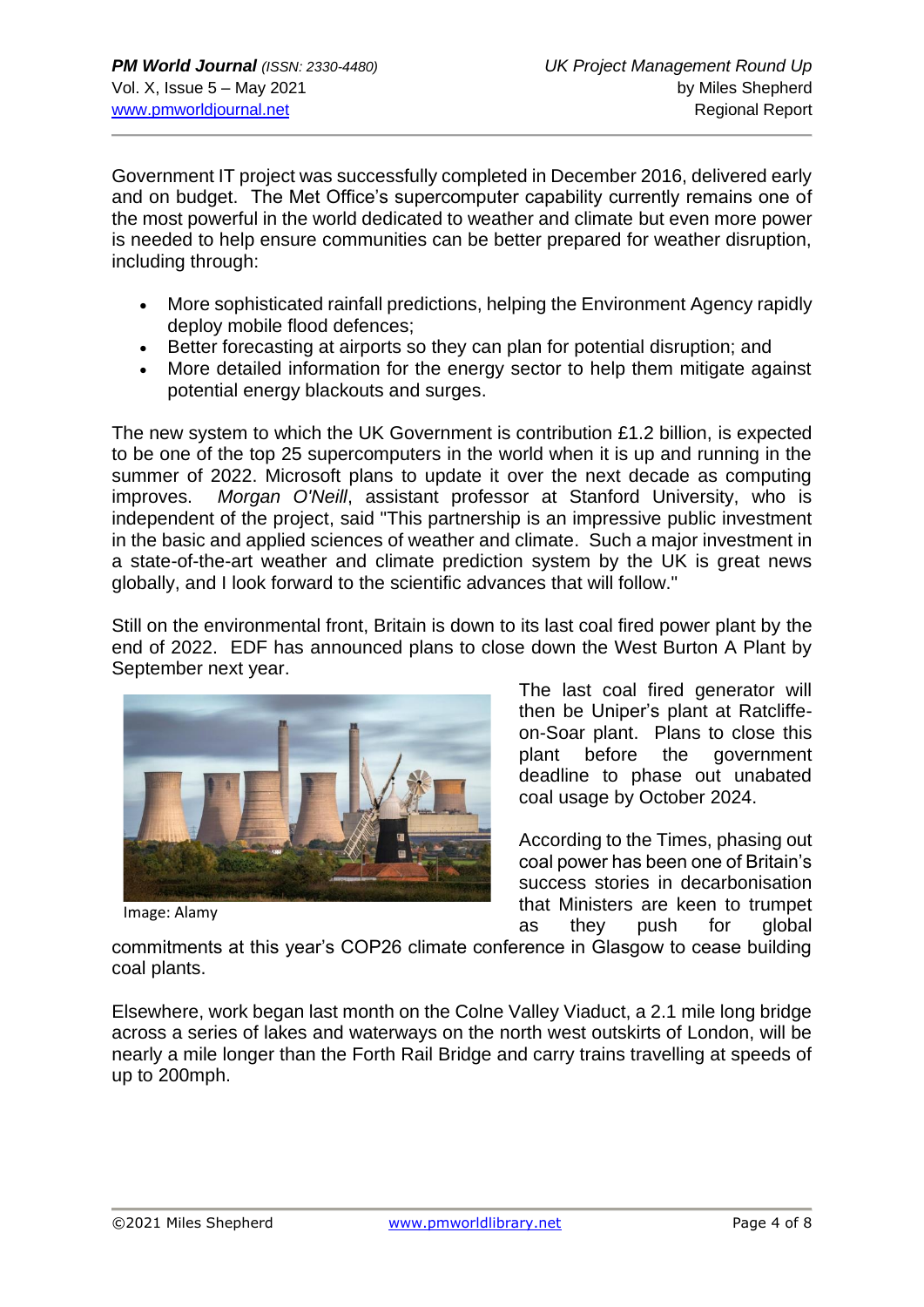Government IT project was successfully completed in December 2016, delivered early and on budget. The Met Office's supercomputer capability currently remains one of the most powerful in the world dedicated to weather and climate but even more power is needed to help ensure communities can be better prepared for weather disruption, including through:

- More sophisticated rainfall predictions, helping the Environment Agency rapidly deploy mobile flood defences;
- Better forecasting at airports so they can plan for potential disruption; and
- More detailed information for the energy sector to help them mitigate against potential energy blackouts and surges.

The new system to which the UK Government is contribution £1.2 billion, is expected to be one of the top 25 supercomputers in the world when it is up and running in the summer of 2022. Microsoft plans to update it over the next decade as computing improves. *Morgan O'Neill*, assistant professor at Stanford University, who is independent of the project, said "This partnership is an impressive public investment in the basic and applied sciences of weather and climate. Such a major investment in a state-of-the-art weather and climate prediction system by the UK is great news globally, and I look forward to the scientific advances that will follow."

Still on the environmental front, Britain is down to its last coal fired power plant by the end of 2022. EDF has announced plans to close down the West Burton A Plant by September next year.

Image: Alamy

The last coal fired generator will then be Uniper's plant at Ratcliffe-on-Soar plant. Plans to close this plant before the government deadline to phase out unabated coal usage by October 2024.

According to the Times, phasing out coal power has been one of Britain's success stories in decarbonisation that Ministers are keen to trumpet as they push for global commitments at this year's COP26 climate conference in Glasgow to cease building coal plants.

Elsewhere, work began last month on the Colne Valley Viaduct, a 2.1 mile long bridge across a series of lakes and waterways on the north west outskirts of London, will be nearly a mile longer than the Forth Rail Bridge and carry trains travelling at speeds of up to 200mph.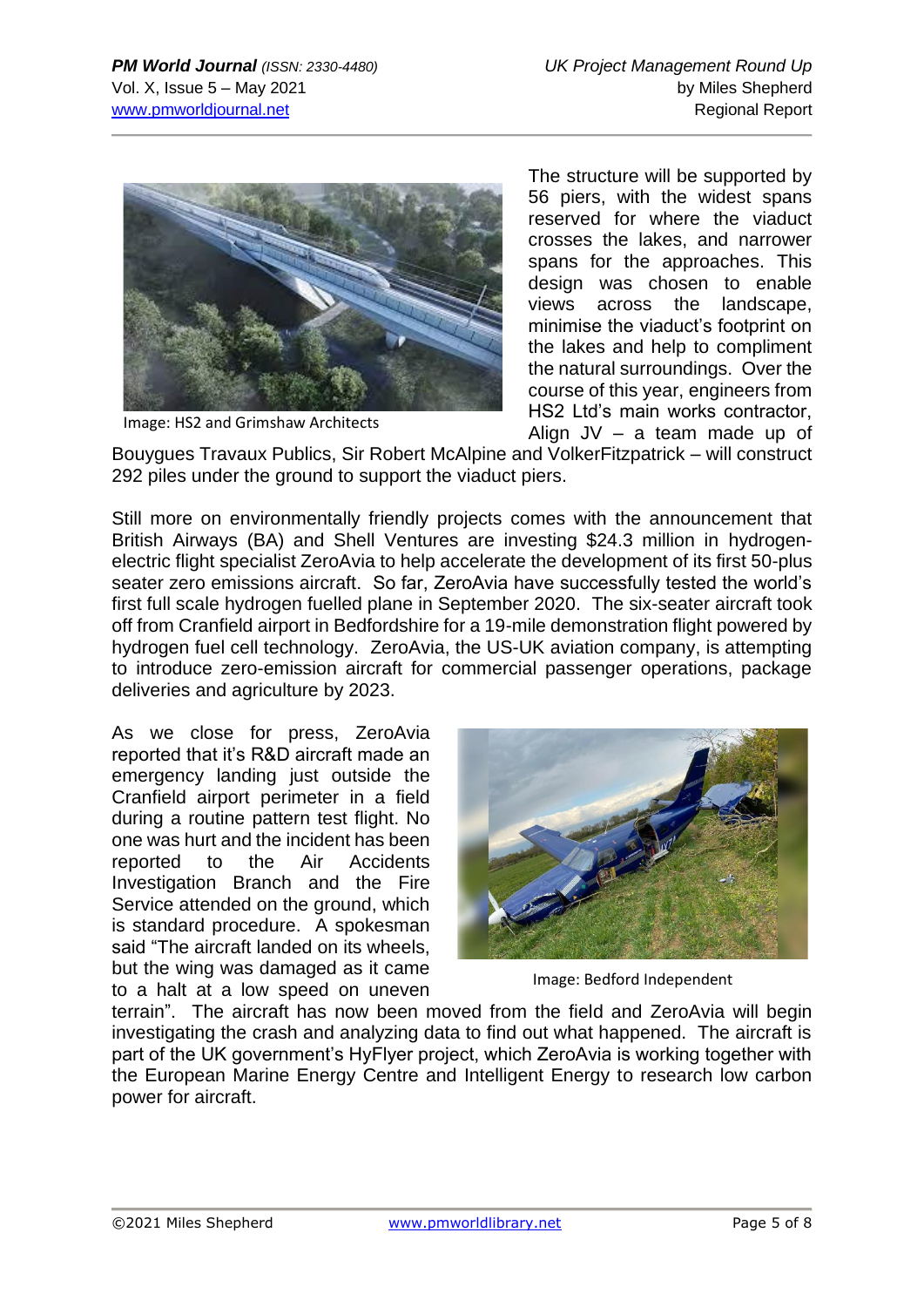Image: HS2 and Grimshaw Architects

The structure will be supported by 56 piers, with the widest spans reserved for where the viaduct crosses the lakes, and narrower spans for the approaches. This design was chosen to enable views across the landscape, minimise the viaduct's footprint on the lakes and help to compliment the natural surroundings. Over the course of this year, engineers from HS2 Ltd's main works contractor, Align JV – a team made up of Bouygues Travaux Publics, Sir Robert McAlpine and VolkerFitzpatrick – will construct 292 piles under the ground to support the viaduct piers.

Still more on environmentally friendly projects comes with the announcement that British Airways (BA) and Shell Ventures are investing $24.3 million in hydrogen-electric flight specialist ZeroAvia to help accelerate the development of its first 50-plus seater zero emissions aircraft. So far, ZeroAvia have successfully tested the world's first full scale hydrogen fuelled plane in September 2020. The six-seater aircraft took off from Cranfield airport in Bedfordshire for a 19-mile demonstration flight powered by hydrogen fuel cell technology. ZeroAvia, the US-UK aviation company, is attempting to introduce zero-emission aircraft for commercial passenger operations, package deliveries and agriculture by 2023.

As we close for press, ZeroAvia reported that it's R&D aircraft made an emergency landing just outside the Cranfield airport perimeter in a field during a routine pattern test flight. No one was hurt and the incident has been reported to the Air Accidents Investigation Branch and the Fire Service attended on the ground, which is standard procedure. A spokesman said "The aircraft landed on its wheels, but the wing was damaged as it came to a halt at a low speed on uneven terrain". The aircraft has now been moved from the field and ZeroAvia will begin investigating the crash and analyzing data to find out what happened. The aircraft is part of the UK government's HyFlyer project, which ZeroAvia is working together with the European Marine Energy Centre and Intelligent Energy to research low carbon power for aircraft.

Image: Bedford Independent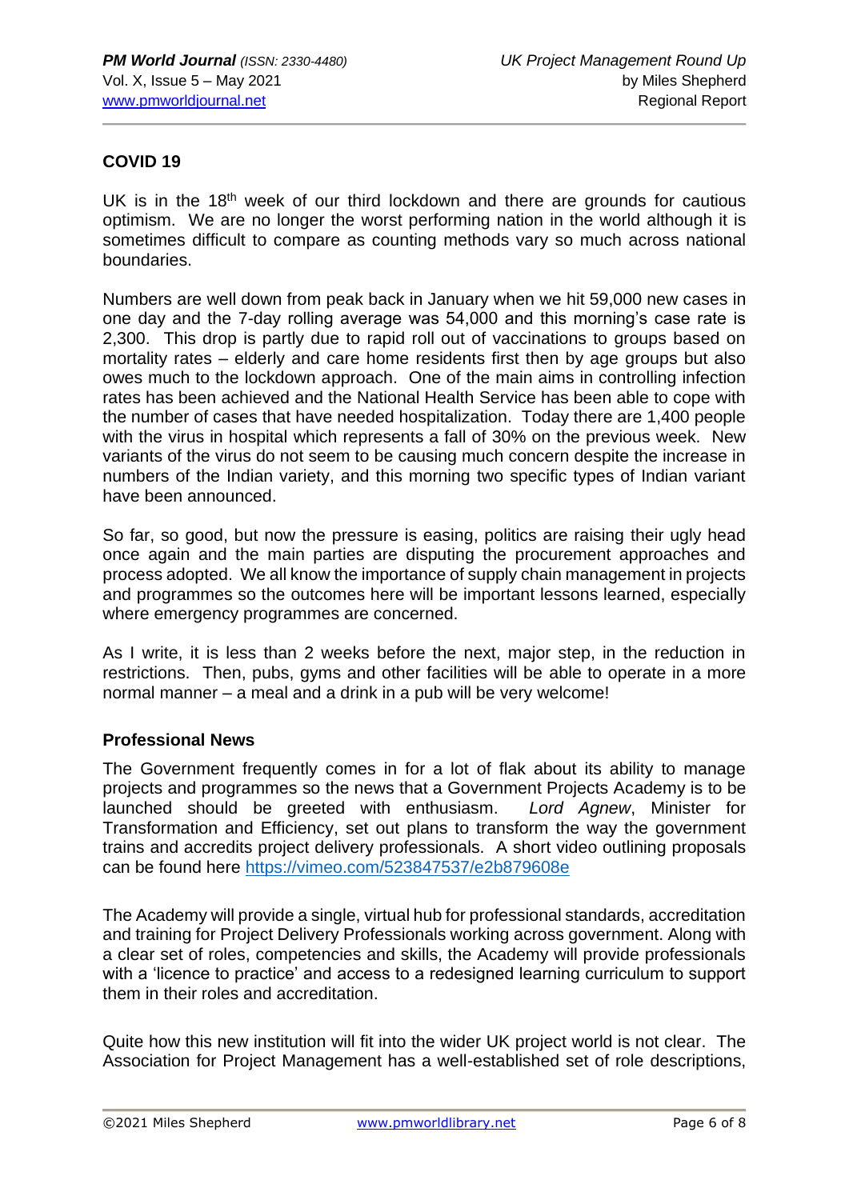## COVID 19

UK is in the 18th week of our third lockdown and there are grounds for cautious optimism. We are no longer the worst performing nation in the world although it is sometimes difficult to compare as counting methods vary so much across national boundaries.

Numbers are well down from peak back in January when we hit 59,000 new cases in one day and the 7-day rolling average was 54,000 and this morning's case rate is 2,300. This drop is partly due to rapid roll out of vaccinations to groups based on mortality rates – elderly and care home residents first then by age groups but also owes much to the lockdown approach. One of the main aims in controlling infection rates has been achieved and the National Health Service has been able to cope with the number of cases that have needed hospitalization. Today there are 1,400 people with the virus in hospital which represents a fall of 30% on the previous week. New variants of the virus do not seem to be causing much concern despite the increase in numbers of the Indian variety, and this morning two specific types of Indian variant have been announced.

So far, so good, but now the pressure is easing, politics are raising their ugly head once again and the main parties are disputing the procurement approaches and process adopted. We all know the importance of supply chain management in projects and programmes so the outcomes here will be important lessons learned, especially where emergency programmes are concerned.

As I write, it is less than 2 weeks before the next, major step, in the reduction in restrictions. Then, pubs, gyms and other facilities will be able to operate in a more normal manner – a meal and a drink in a pub will be very welcome!

### Professional News

The Government frequently comes in for a lot of flak about its ability to manage projects and programmes so the news that a Government Projects Academy is to be launched should be greeted with enthusiasm. *Lord Agnew*, Minister for Transformation and Efficiency, set out plans to transform the way the government trains and accredits project delivery professionals. A short video outlining proposals can be found here https://vimeo.com/523847537/e2b879608e

The Academy will provide a single, virtual hub for professional standards, accreditation and training for Project Delivery Professionals working across government. Along with a clear set of roles, competencies and skills, the Academy will provide professionals with a 'licence to practice' and access to a redesigned learning curriculum to support them in their roles and accreditation.

Quite how this new institution will fit into the wider UK project world is not clear. The Association for Project Management has a well-established set of role descriptions,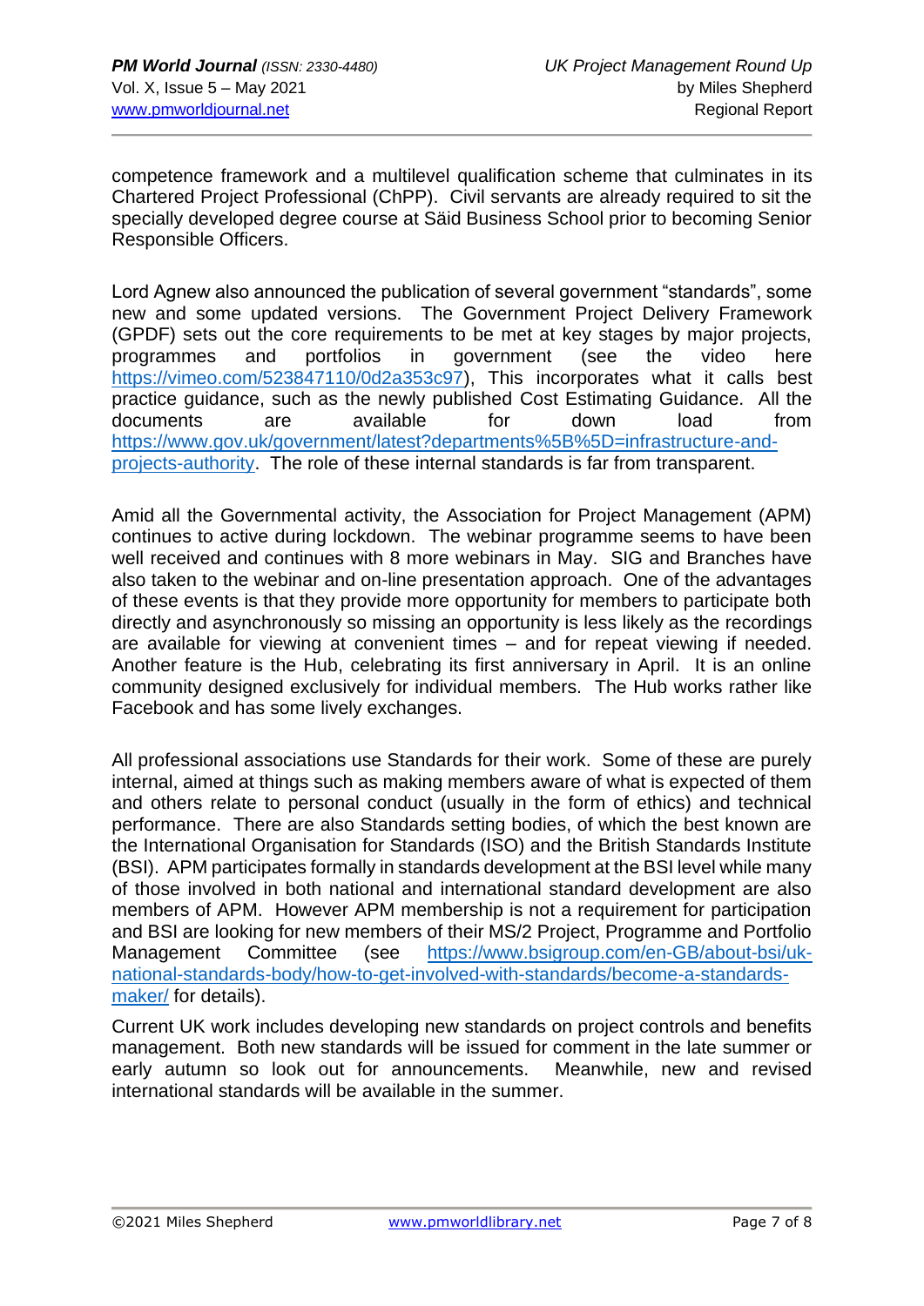competence framework and a multilevel qualification scheme that culminates in its Chartered Project Professional (ChPP). Civil servants are already required to sit the specially developed degree course at Säid Business School prior to becoming Senior Responsible Officers.

Lord Agnew also announced the publication of several government "standards", some new and some updated versions. The Government Project Delivery Framework (GPDF) sets out the core requirements to be met at key stages by major projects, programmes and portfolios in government (see the video here https://vimeo.com/523847110/0d2a353c97), This incorporates what it calls best practice guidance, such as the newly published Cost Estimating Guidance. All the documents are available for down load from https://www.gov.uk/government/latest?departments%5B%5D=infrastructure-and-projects-authority. The role of these internal standards is far from transparent.

Amid all the Governmental activity, the Association for Project Management (APM) continues to active during lockdown. The webinar programme seems to have been well received and continues with 8 more webinars in May. SIG and Branches have also taken to the webinar and on-line presentation approach. One of the advantages of these events is that they provide more opportunity for members to participate both directly and asynchronously so missing an opportunity is less likely as the recordings are available for viewing at convenient times – and for repeat viewing if needed. Another feature is the Hub, celebrating its first anniversary in April. It is an online community designed exclusively for individual members. The Hub works rather like Facebook and has some lively exchanges.

All professional associations use Standards for their work. Some of these are purely internal, aimed at things such as making members aware of what is expected of them and others relate to personal conduct (usually in the form of ethics) and technical performance. There are also Standards setting bodies, of which the best known are the International Organisation for Standards (ISO) and the British Standards Institute (BSI). APM participates formally in standards development at the BSI level while many of those involved in both national and international standard development are also members of APM. However APM membership is not a requirement for participation and BSI are looking for new members of their MS/2 Project, Programme and Portfolio Management Committee (see https://www.bsigroup.com/en-GB/about-bsi/uk-national-standards-body/how-to-get-involved-with-standards/become-a-standards-maker/ for details).

Current UK work includes developing new standards on project controls and benefits management. Both new standards will be issued for comment in the late summer or early autumn so look out for announcements. Meanwhile, new and revised international standards will be available in the summer.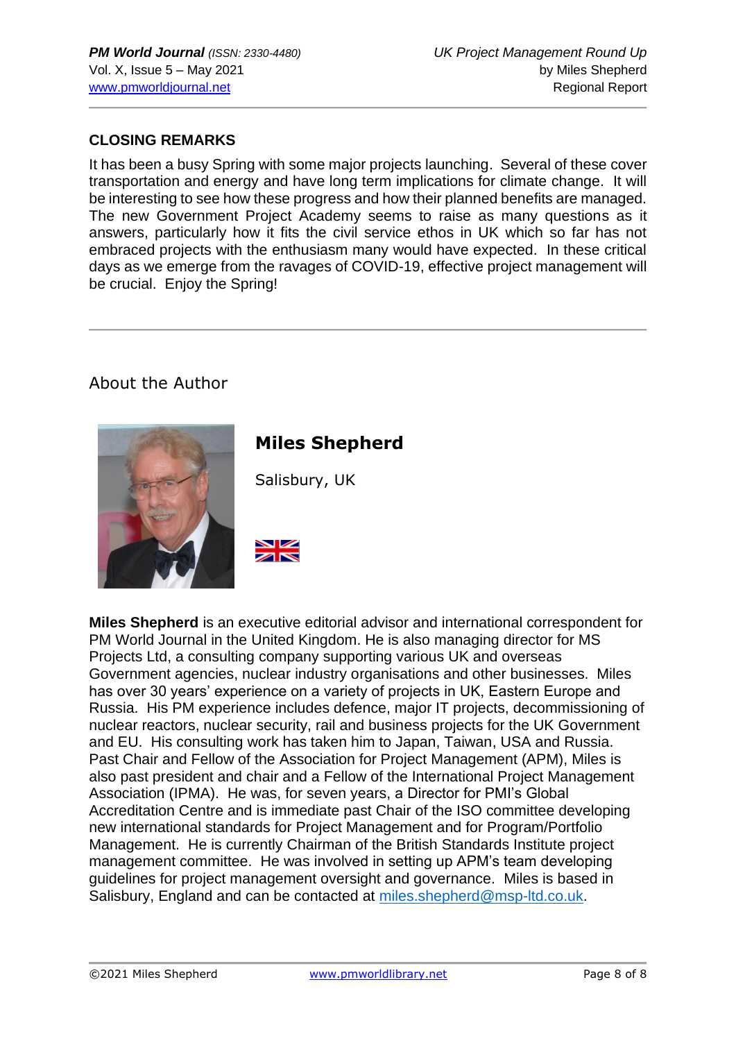## CLOSING REMARKS

It has been a busy Spring with some major projects launching. Several of these cover transportation and energy and have long term implications for climate change. It will be interesting to see how these progress and how their planned benefits are managed. The new Government Project Academy seems to raise as many questions as it answers, particularly how it fits the civil service ethos in UK which so far has not embraced projects with the enthusiasm many would have expected. In these critical days as we emerge from the ravages of COVID-19, effective project management will be crucial. Enjoy the Spring!

---

## About the Author

### Miles Shepherd

Salisbury, UK

**Miles Shepherd** is an executive editorial advisor and international correspondent for PM World Journal in the United Kingdom. He is also managing director for MS Projects Ltd, a consulting company supporting various UK and overseas Government agencies, nuclear industry organisations and other businesses. Miles has over 30 years' experience on a variety of projects in UK, Eastern Europe and Russia. His PM experience includes defence, major IT projects, decommissioning of nuclear reactors, nuclear security, rail and business projects for the UK Government and EU. His consulting work has taken him to Japan, Taiwan, USA and Russia. Past Chair and Fellow of the Association for Project Management (APM), Miles is also past president and chair and a Fellow of the International Project Management Association (IPMA). He was, for seven years, a Director for PMI's Global Accreditation Centre and is immediate past Chair of the ISO committee developing new international standards for Project Management and for Program/Portfolio Management. He is currently Chairman of the British Standards Institute project management committee. He was involved in setting up APM's team developing guidelines for project management oversight and governance. Miles is based in Salisbury, England and can be contacted at miles.shepherd@msp-ltd.co.uk.